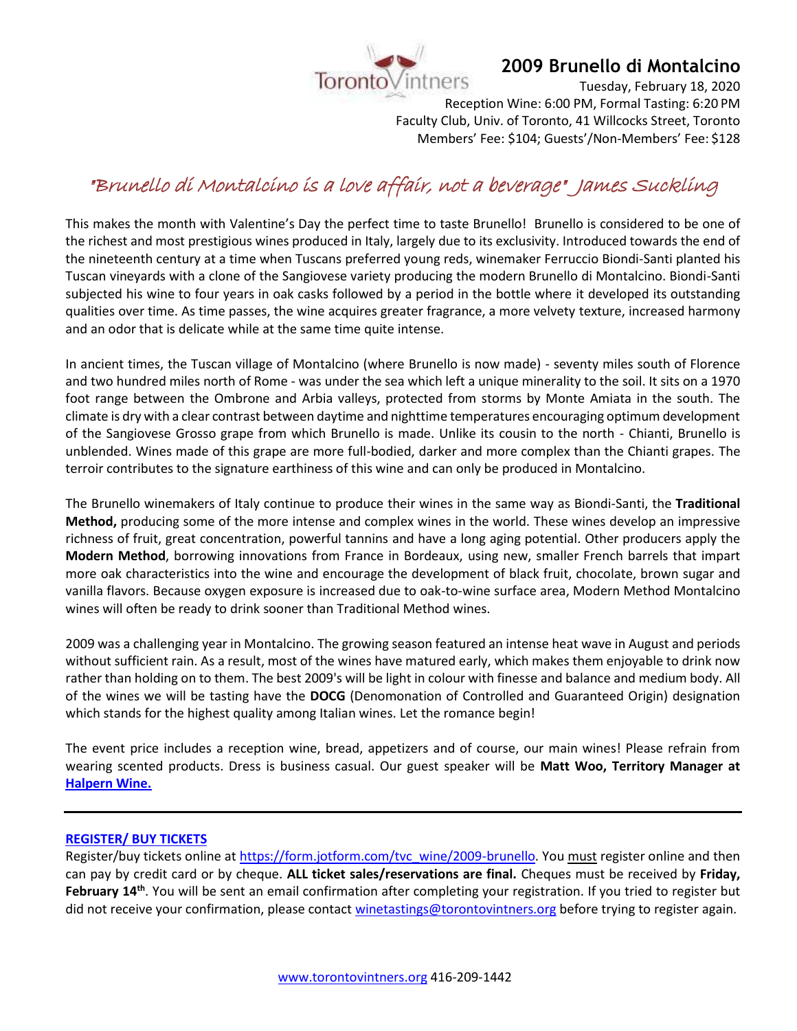# 2009 Brunello di Montalcino

Tuesday, February 18, 2020
Reception Wine: 6:00 PM, Formal Tasting: 6:20 PM
Faculty Club, Univ. of Toronto, 41 Willcocks Street, Toronto
Members' Fee: $104; Guests'/Non-Members' Fee: $128

*"Brunello di Montalcino is a love affair, not a beverage" James Suckling*

This makes the month with Valentine's Day the perfect time to taste Brunello! Brunello is considered to be one of the richest and most prestigious wines produced in Italy, largely due to its exclusivity. Introduced towards the end of the nineteenth century at a time when Tuscans preferred young reds, winemaker Ferruccio Biondi-Santi planted his Tuscan vineyards with a clone of the Sangiovese variety producing the modern Brunello di Montalcino. Biondi-Santi subjected his wine to four years in oak casks followed by a period in the bottle where it developed its outstanding qualities over time. As time passes, the wine acquires greater fragrance, a more velvety texture, increased harmony and an odor that is delicate while at the same time quite intense.

In ancient times, the Tuscan village of Montalcino (where Brunello is now made) - seventy miles south of Florence and two hundred miles north of Rome - was under the sea which left a unique minerality to the soil. It sits on a 1970 foot range between the Ombrone and Arbia valleys, protected from storms by Monte Amiata in the south. The climate is dry with a clear contrast between daytime and nighttime temperatures encouraging optimum development of the Sangiovese Grosso grape from which Brunello is made. Unlike its cousin to the north - Chianti, Brunello is unblended. Wines made of this grape are more full-bodied, darker and more complex than the Chianti grapes. The terroir contributes to the signature earthiness of this wine and can only be produced in Montalcino.

The Brunello winemakers of Italy continue to produce their wines in the same way as Biondi-Santi, the **Traditional Method,** producing some of the more intense and complex wines in the world. These wines develop an impressive richness of fruit, great concentration, powerful tannins and have a long aging potential. Other producers apply the **Modern Method**, borrowing innovations from France in Bordeaux, using new, smaller French barrels that impart more oak characteristics into the wine and encourage the development of black fruit, chocolate, brown sugar and vanilla flavors. Because oxygen exposure is increased due to oak-to-wine surface area, Modern Method Montalcino wines will often be ready to drink sooner than Traditional Method wines.

2009 was a challenging year in Montalcino. The growing season featured an intense heat wave in August and periods without sufficient rain. As a result, most of the wines have matured early, which makes them enjoyable to drink now rather than holding on to them. The best 2009's will be light in colour with finesse and balance and medium body. All of the wines we will be tasting have the **DOCG** (Denomonation of Controlled and Guaranteed Origin) designation which stands for the highest quality among Italian wines. Let the romance begin!

The event price includes a reception wine, bread, appetizers and of course, our main wines! Please refrain from wearing scented products. Dress is business casual. Our guest speaker will be **Matt Woo, Territory Manager at Halpern Wine.**

---

**REGISTER/ BUY TICKETS**

Register/buy tickets online at https://form.jotform.com/tvc_wine/2009-brunello. You must register online and then can pay by credit card or by cheque. **ALL ticket sales/reservations are final.** Cheques must be received by **Friday, February 14th**. You will be sent an email confirmation after completing your registration. If you tried to register but did not receive your confirmation, please contact winetastings@torontovintners.org before trying to register again.

www.torontovintners.org 416-209-1442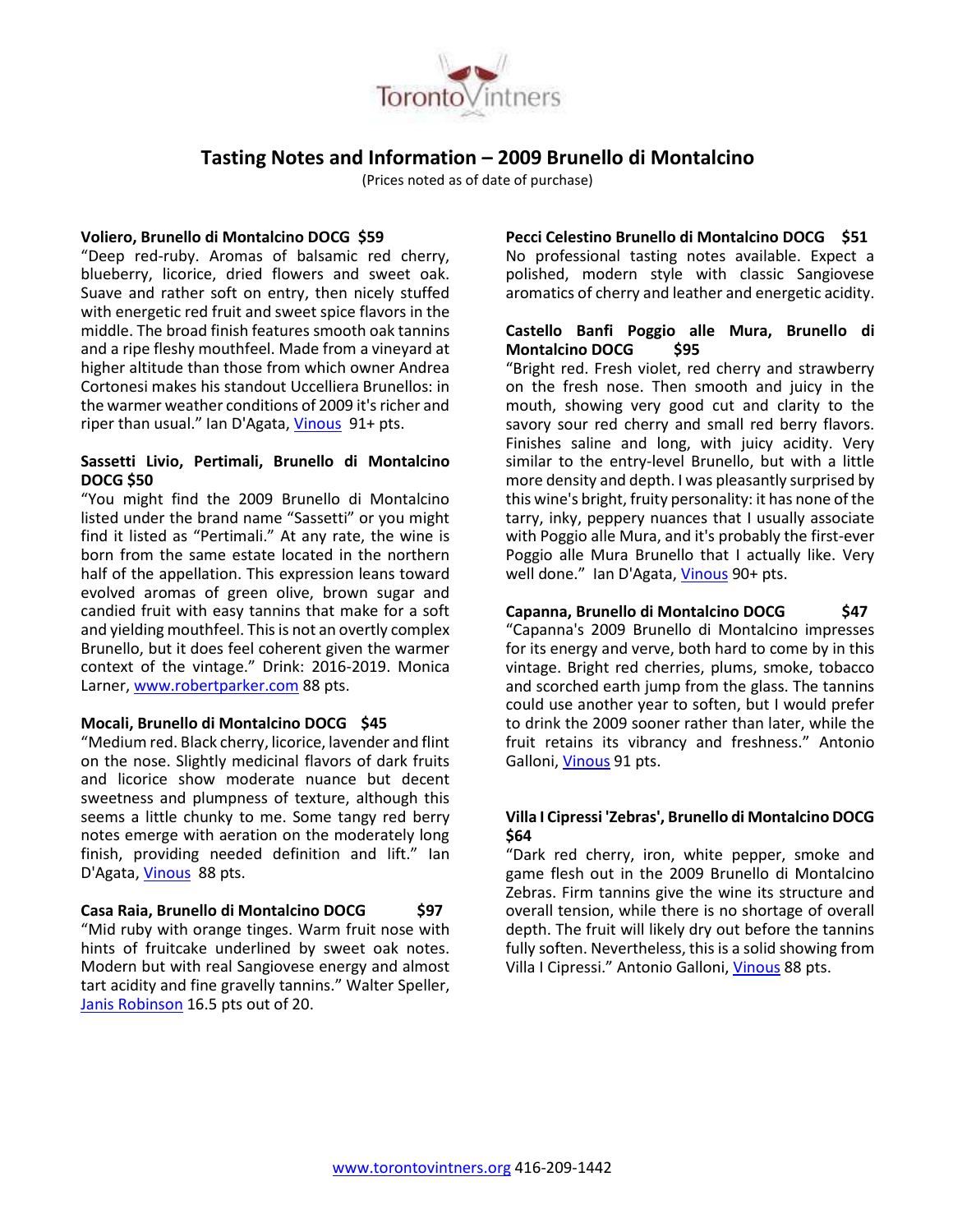## Tasting Notes and Information – 2009 Brunello di Montalcino

(Prices noted as of date of purchase)

**Voliero, Brunello di Montalcino DOCG $59**
"Deep red-ruby. Aromas of balsamic red cherry, blueberry, licorice, dried flowers and sweet oak. Suave and rather soft on entry, then nicely stuffed with energetic red fruit and sweet spice flavors in the middle. The broad finish features smooth oak tannins and a ripe fleshy mouthfeel. Made from a vineyard at higher altitude than those from which owner Andrea Cortonesi makes his standout Uccelliera Brunellos: in the warmer weather conditions of 2009 it's richer and riper than usual." Ian D'Agata, Vinous 91+ pts.

**Sassetti Livio, Pertimali, Brunello di Montalcino DOCG $50**
"You might find the 2009 Brunello di Montalcino listed under the brand name "Sassetti" or you might find it listed as "Pertimali." At any rate, the wine is born from the same estate located in the northern half of the appellation. This expression leans toward evolved aromas of green olive, brown sugar and candied fruit with easy tannins that make for a soft and yielding mouthfeel. This is not an overtly complex Brunello, but it does feel coherent given the warmer context of the vintage." Drink: 2016-2019. Monica Larner, www.robertparker.com 88 pts.

**Mocali, Brunello di Montalcino DOCG $45**
"Medium red. Black cherry, licorice, lavender and flint on the nose. Slightly medicinal flavors of dark fruits and licorice show moderate nuance but decent sweetness and plumpness of texture, although this seems a little chunky to me. Some tangy red berry notes emerge with aeration on the moderately long finish, providing needed definition and lift." Ian D'Agata, Vinous 88 pts.

**Casa Raia, Brunello di Montalcino DOCG $97**
"Mid ruby with orange tinges. Warm fruit nose with hints of fruitcake underlined by sweet oak notes. Modern but with real Sangiovese energy and almost tart acidity and fine gravelly tannins." Walter Speller, Janis Robinson 16.5 pts out of 20.

**Pecci Celestino Brunello di Montalcino DOCG $51**
No professional tasting notes available. Expect a polished, modern style with classic Sangiovese aromatics of cherry and leather and energetic acidity.

**Castello Banfi Poggio alle Mura, Brunello di Montalcino DOCG $95**
"Bright red. Fresh violet, red cherry and strawberry on the fresh nose. Then smooth and juicy in the mouth, showing very good cut and clarity to the savory sour red cherry and small red berry flavors. Finishes saline and long, with juicy acidity. Very similar to the entry-level Brunello, but with a little more density and depth. I was pleasantly surprised by this wine's bright, fruity personality: it has none of the tarry, inky, peppery nuances that I usually associate with Poggio alle Mura, and it's probably the first-ever Poggio alle Mura Brunello that I actually like. Very well done." Ian D'Agata, Vinous 90+ pts.

**Capanna, Brunello di Montalcino DOCG $47**
"Capanna's 2009 Brunello di Montalcino impresses for its energy and verve, both hard to come by in this vintage. Bright red cherries, plums, smoke, tobacco and scorched earth jump from the glass. The tannins could use another year to soften, but I would prefer to drink the 2009 sooner rather than later, while the fruit retains its vibrancy and freshness." Antonio Galloni, Vinous 91 pts.

**Villa I Cipressi 'Zebras', Brunello di Montalcino DOCG $64**
"Dark red cherry, iron, white pepper, smoke and game flesh out in the 2009 Brunello di Montalcino Zebras. Firm tannins give the wine its structure and overall tension, while there is no shortage of overall depth. The fruit will likely dry out before the tannins fully soften. Nevertheless, this is a solid showing from Villa I Cipressi." Antonio Galloni, Vinous 88 pts.